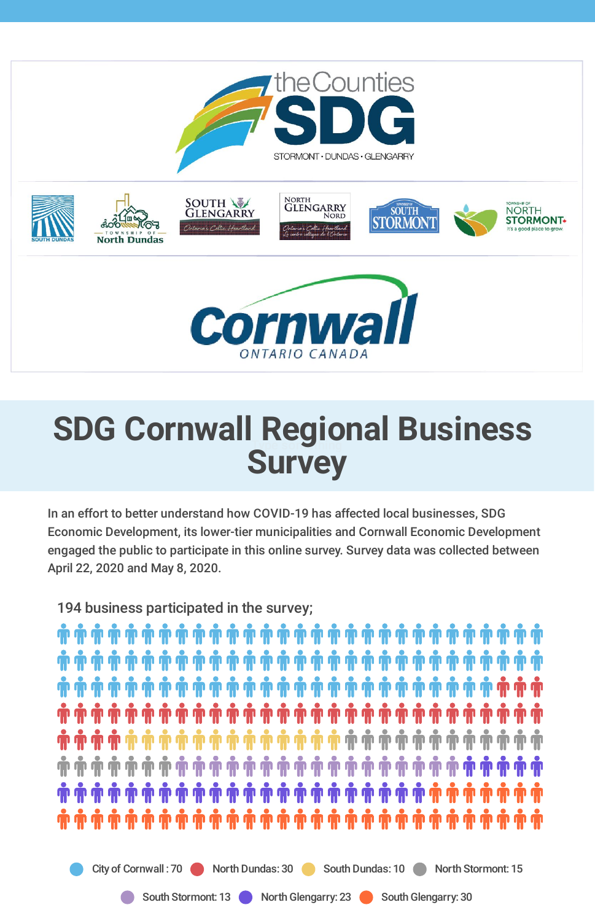# SDG Cornwall Regional Business Survey

In an effort to better understand how COVID-19 has affected local businesses, SDG Economic Development, its lower-tier municipalities and Cornwall Economic Development engaged the public to participate in this online survey. Survey data was collected between April 22, 2020 and May 8, 2020.

194 business participated in the survey;

- City of Cornwall : 70
- North Dundas: 30
- South Dundas: 10
- North Stormont: 15
- South Stormont: 13
- North Glengarry: 23
- South Glengarry: 30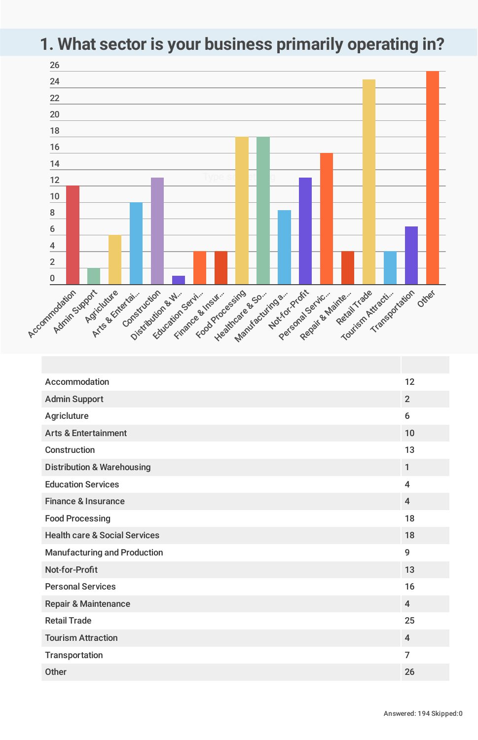# 1. What sector is your business primarily operating in?

| | |
|---|---|
| Accommodation | 12 |
| Admin Support | 2 |
| Agriculture | 6 |
| Arts & Entertainment | 10 |
| Construction | 13 |
| Distribution & Warehousing | 1 |
| Education Services | 4 |
| Finance & Insurance | 4 |
| Food Processing | 18 |
| Health care & Social Services | 18 |
| Manufacturing and Production | 9 |
| Not-for-Profit | 13 |
| Personal Services | 16 |
| Repair & Maintenance | 4 |
| Retail Trade | 25 |
| Tourism Attraction | 4 |
| Transportation | 7 |
| Other | 26 |

Answered: 194 Skipped: 0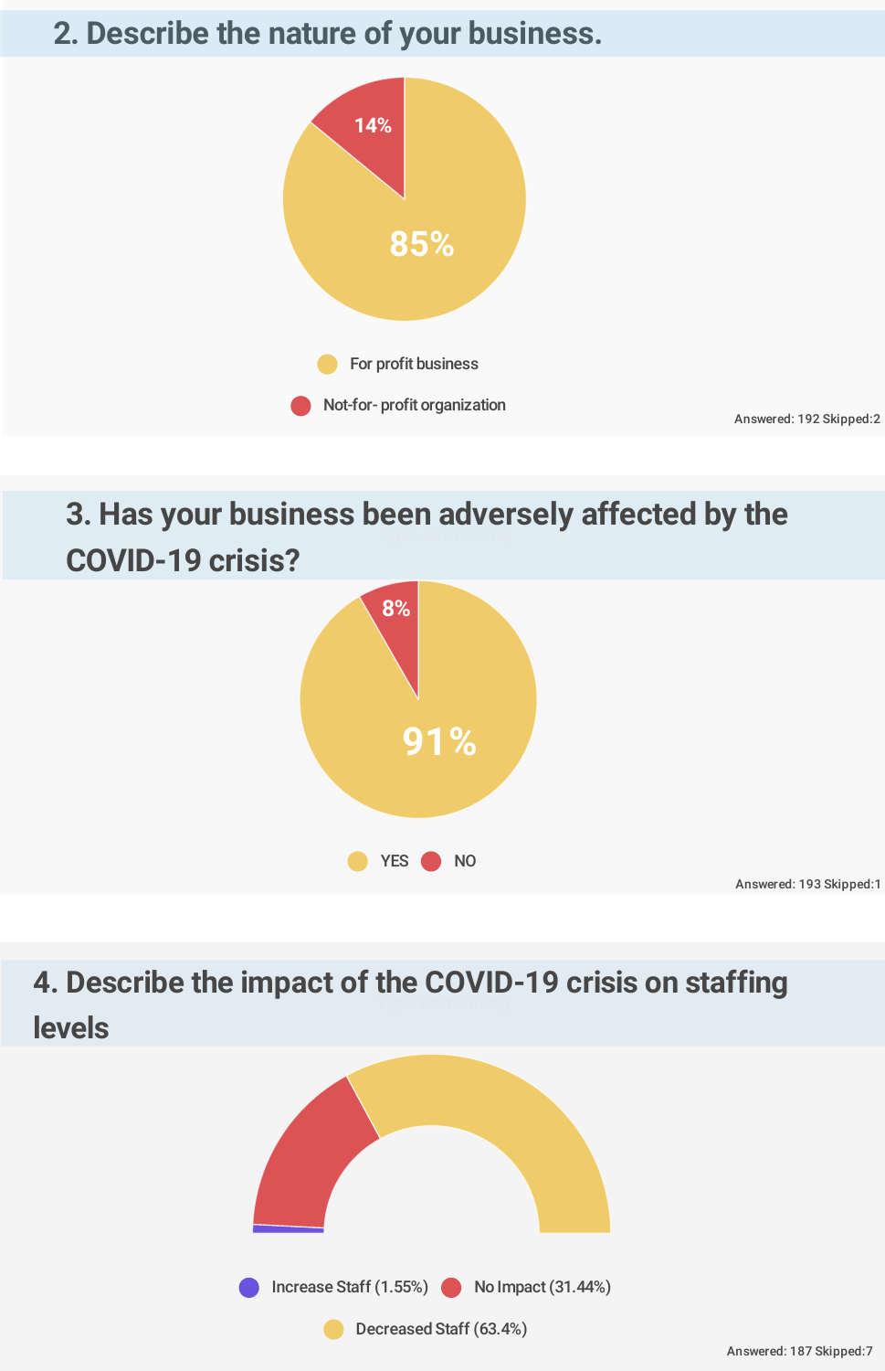## 2. Describe the nature of your business.

- For profit business: 85%
- Not-for- profit organization: 14%

Answered: 192 Skipped:2

## 3. Has your business been adversely affected by the COVID-19 crisis?

- YES: 91%
- NO: 8%

Answered: 193 Skipped:1

## 4. Describe the impact of the COVID-19 crisis on staffing levels

- Increase Staff (1.55%)
- No Impact (31.44%)
- Decreased Staff (63.4%)

Answered: 187 Skipped:7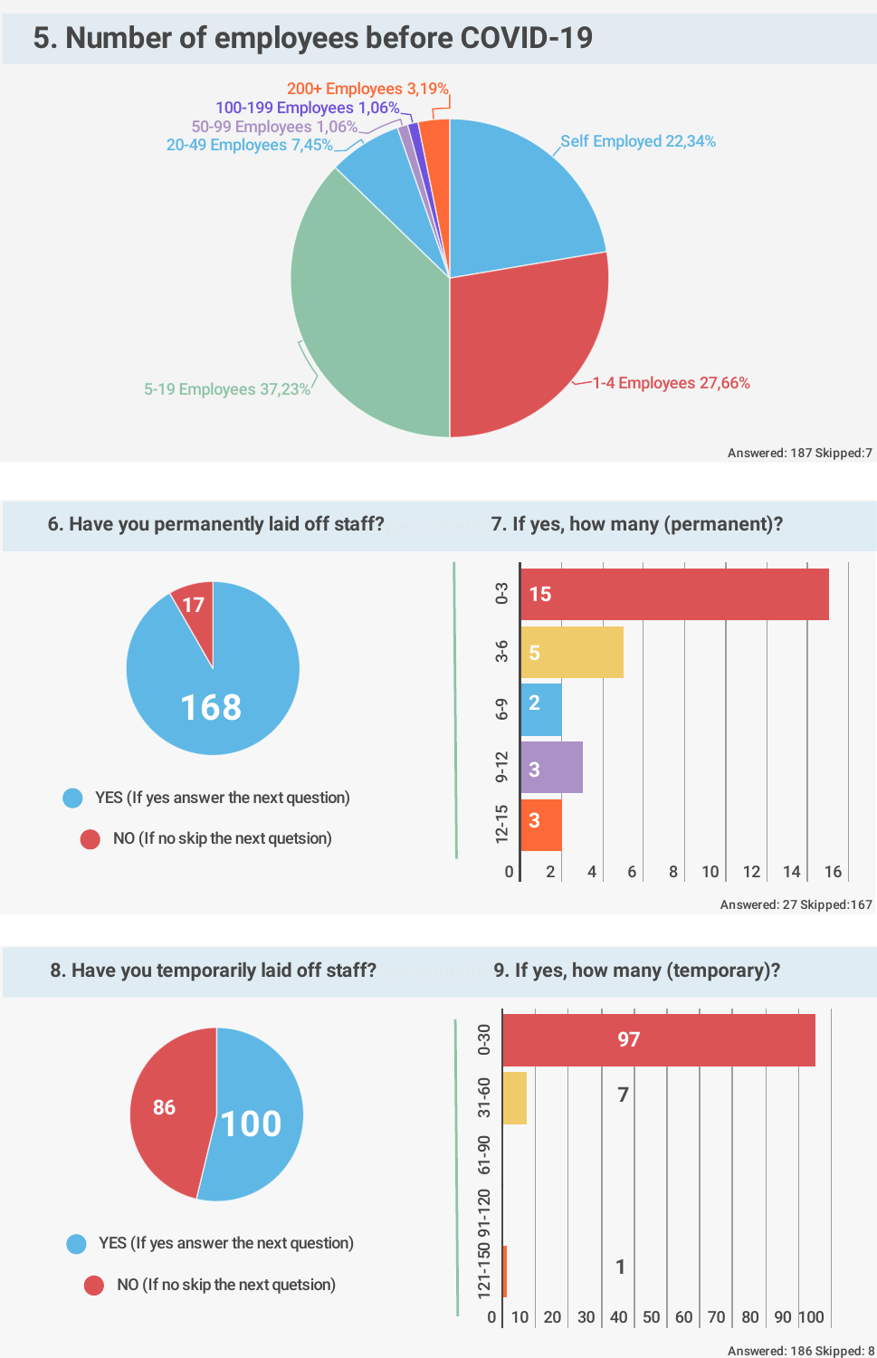## 5. Number of employees before COVID-19

| Category | Percentage |
|---|---|
| Self Employed | 22,34% |
| 1-4 Employees | 27,66% |
| 5-19 Employees | 37,23% |
| 20-49 Employees | 7,45% |
| 50-99 Employees | 1,06% |
| 100-199 Employees | 1,06% |
| 200+ Employees | 3,19% |

Answered: 187 Skipped:7

## 6. Have you permanently laid off staff?

| Answer | Count |
|---|---|
| YES (If yes answer the next question) | 168 |
| NO (If no skip the next quetsion) | 17 |

## 7. If yes, how many (permanent)?

| Range | Count |
|---|---|
| 0-3 | 15 |
| 3-6 | 5 |
| 6-9 | 2 |
| 9-12 | 3 |
| 12-15 | 3 |

Answered: 27 Skipped:167

## 8. Have you temporarily laid off staff?

| Answer | Count |
|---|---|
| YES (If yes answer the next question) | 100 |
| NO (If no skip the next quetsion) | 86 |

## 9. If yes, how many (temporary)?

| Range | Count |
|---|---|
| 0-30 | 97 |
| 31-60 | 7 |
| 61-90 | |
| 91-120 | |
| 121-150 | 1 |

Answered: 186 Skipped: 8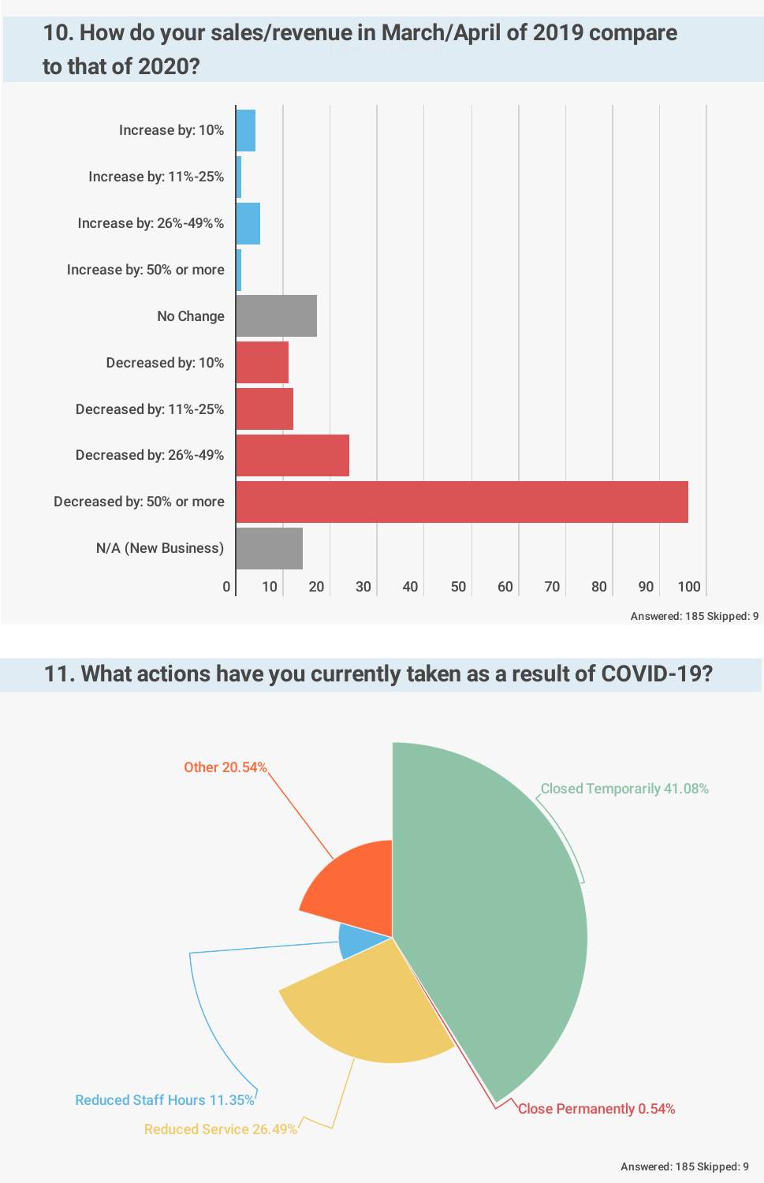## 10. How do your sales/revenue in March/April of 2019 compare to that of 2020?

Increase by: 10%

Increase by: 11%-25%

Increase by: 26%-49%%

Increase by: 50% or more

No Change

Decreased by: 10%

Decreased by: 11%-25%

Decreased by: 26%-49%

Decreased by: 50% or more

N/A (New Business)

0 10 20 30 40 50 60 70 80 90 100

Answered: 185 Skipped: 9

## 11. What actions have you currently taken as a result of COVID-19?

Other 20.54%

Closed Temporarily 41.08%

Reduced Staff Hours 11.35%

Close Permanently 0.54%

Reduced Service 26.49%

Answered: 185 Skipped: 9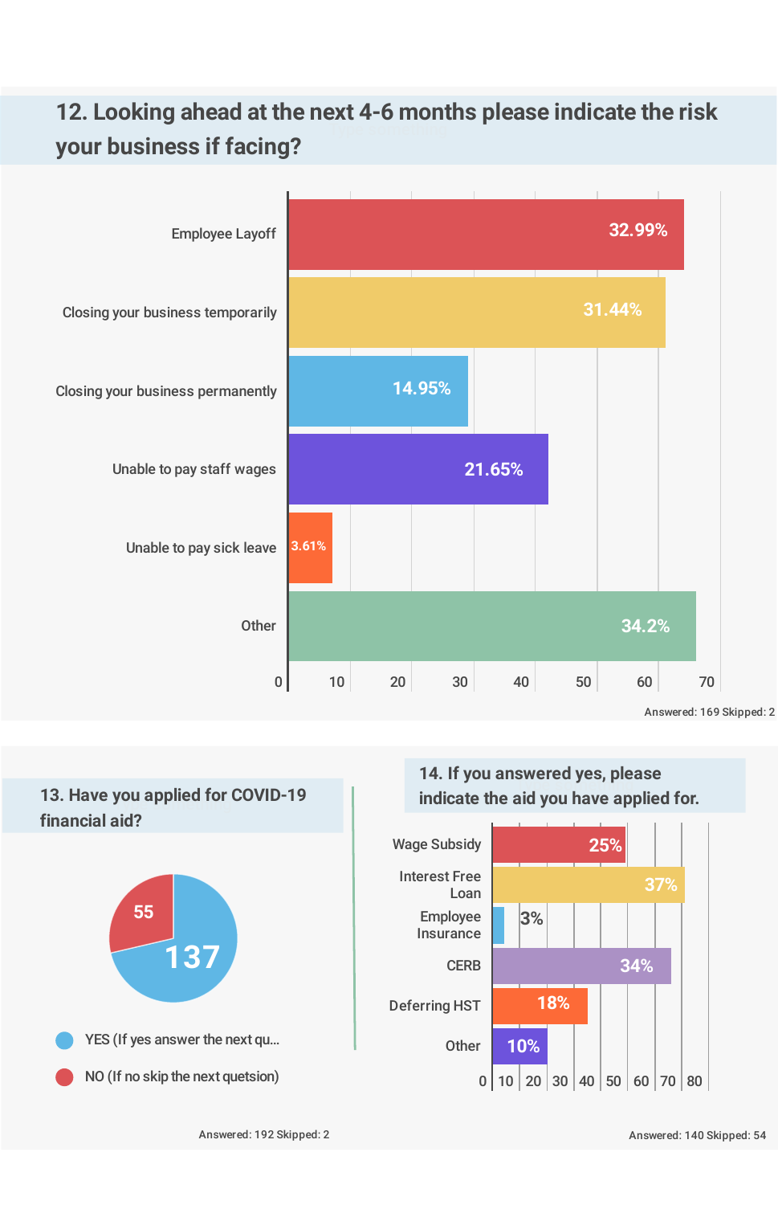## 12. Looking ahead at the next 4-6 months please indicate the risk your business if facing?

| Risk | Percentage |
|---|---|
| Employee Layoff | 32.99% |
| Closing your business temporarily | 31.44% |
| Closing your business permanently | 14.95% |
| Unable to pay staff wages | 21.65% |
| Unable to pay sick leave | 3.61% |
| Other | 34.2% |

Answered: 169 Skipped: 2

## 13. Have you applied for COVID-19 financial aid?

| Response | Count |
|---|---|
| YES (If yes answer the next qu... | 137 |
| NO (If no skip the next quetsion) | 55 |

Answered: 192 Skipped: 2

## 14. If you answered yes, please indicate the aid you have applied for.

| Aid | Percentage |
|---|---|
| Wage Subsidy | 25% |
| Interest Free Loan | 37% |
| Employee Insurance | 3% |
| CERB | 34% |
| Deferring HST | 18% |
| Other | 10% |

Answered: 140 Skipped: 54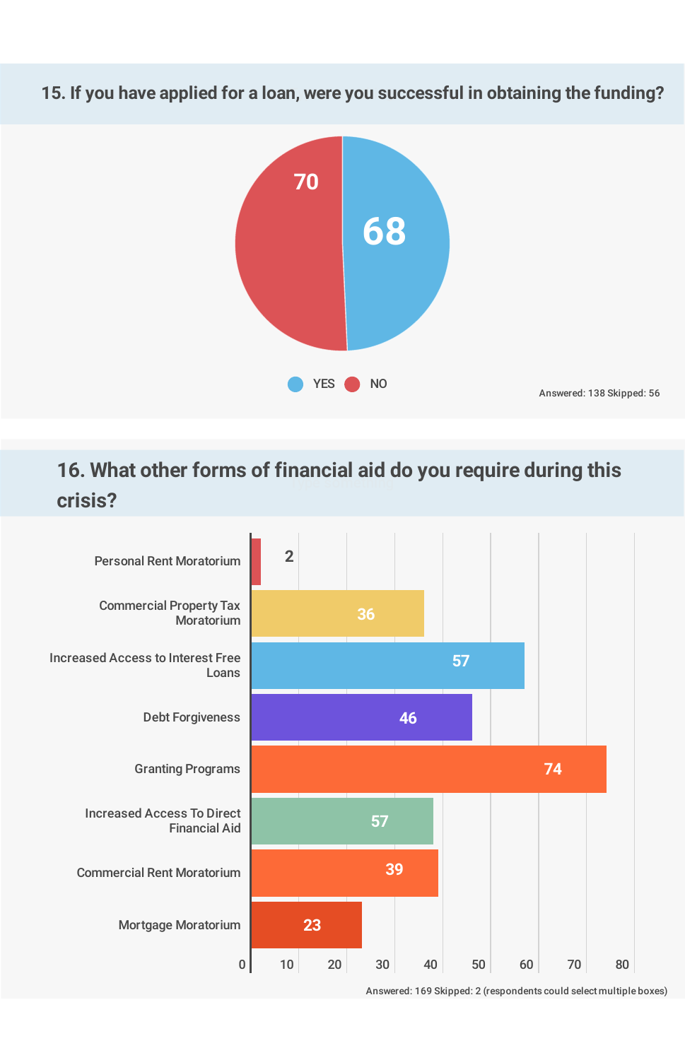## 15. If you have applied for a loan, were you successful in obtaining the funding?

| Response | Count |
|---|---|
| YES | 68 |
| NO | 70 |

Answered: 138 Skipped: 56

## 16. What other forms of financial aid do you require during this crisis?

| Form of financial aid | Count |
|---|---|
| Personal Rent Moratorium | 2 |
| Commercial Property Tax Moratorium | 36 |
| Increased Access to Interest Free Loans | 57 |
| Debt Forgiveness | 46 |
| Granting Programs | 74 |
| Increased Access To Direct Financial Aid | 57 |
| Commercial Rent Moratorium | 39 |
| Mortgage Moratorium | 23 |

Answered: 169 Skipped: 2 (respondents could select multiple boxes)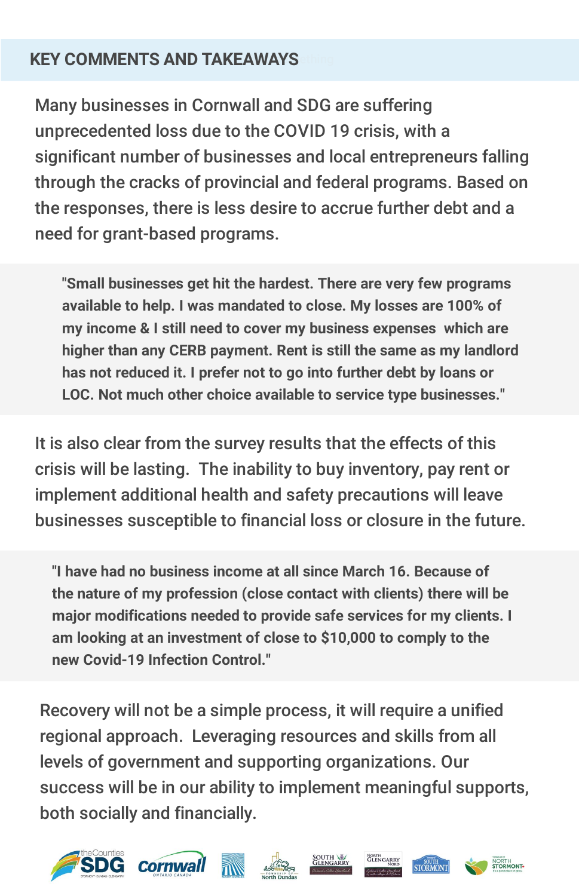## KEY COMMENTS AND TAKEAWAYS

Many businesses in Cornwall and SDG are suffering unprecedented loss due to the COVID 19 crisis, with a significant number of businesses and local entrepreneurs falling through the cracks of provincial and federal programs. Based on the responses, there is less desire to accrue further debt and a need for grant-based programs.

> **"Small businesses get hit the hardest. There are very few programs available to help. I was mandated to close. My losses are 100% of my income & I still need to cover my business expenses which are higher than any CERB payment. Rent is still the same as my landlord has not reduced it. I prefer not to go into further debt by loans or LOC. Not much other choice available to service type businesses."**

It is also clear from the survey results that the effects of this crisis will be lasting. The inability to buy inventory, pay rent or implement additional health and safety precautions will leave businesses susceptible to financial loss or closure in the future.

> **"I have had no business income at all since March 16. Because of the nature of my profession (close contact with clients) there will be major modifications needed to provide safe services for my clients. I am looking at an investment of close to $10,000 to comply to the new Covid-19 Infection Control."**

Recovery will not be a simple process, it will require a unified regional approach. Leveraging resources and skills from all levels of government and supporting organizations. Our success will be in our ability to implement meaningful supports, both socially and financially.